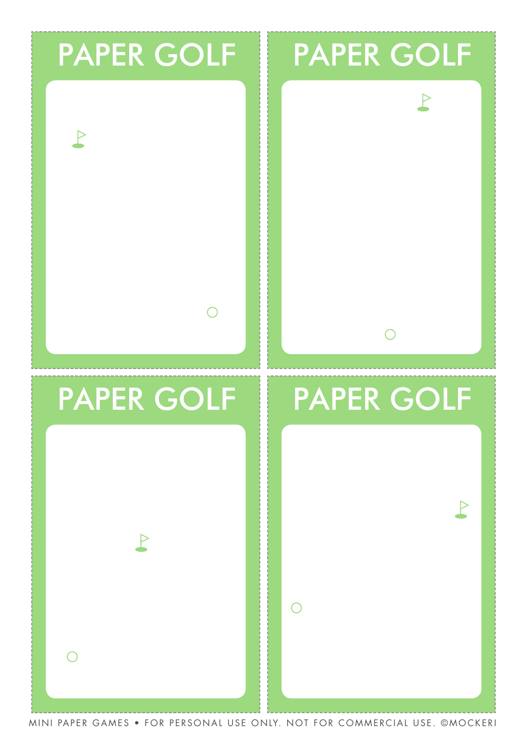# PAPER GOLF

# PAPER GOLF

# PAPER GOLF

# PAPER GOLF

MINI PAPER GAMES • FOR PERSONAL USE ONLY. NOT FOR COMMERCIAL USE. ©MOCKERI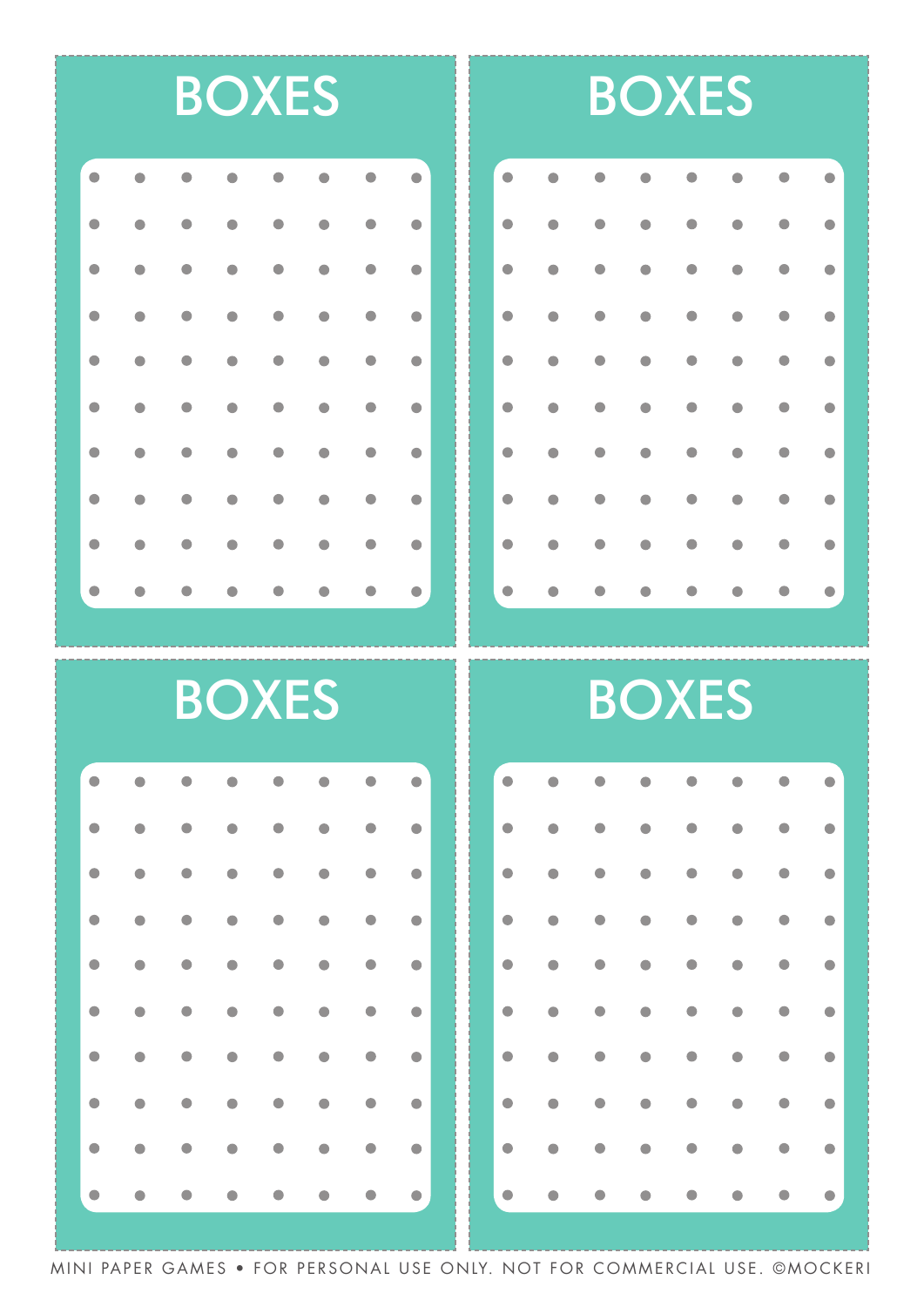# BOXES

# BOXES

# BOXES

# BOXES

MINI PAPER GAMES • FOR PERSONAL USE ONLY. NOT FOR COMMERCIAL USE. ©MOCKERI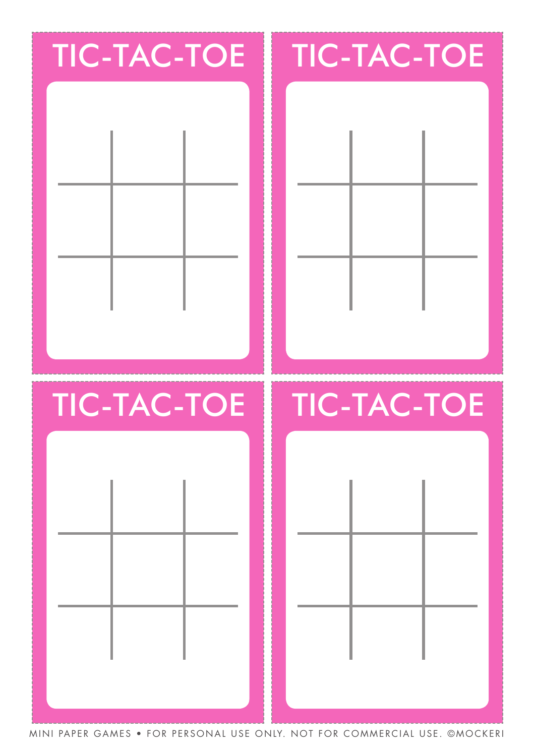# TIC-TAC-TOE

# TIC-TAC-TOE

# TIC-TAC-TOE

# TIC-TAC-TOE

MINI PAPER GAMES • FOR PERSONAL USE ONLY. NOT FOR COMMERCIAL USE. ©MOCKERI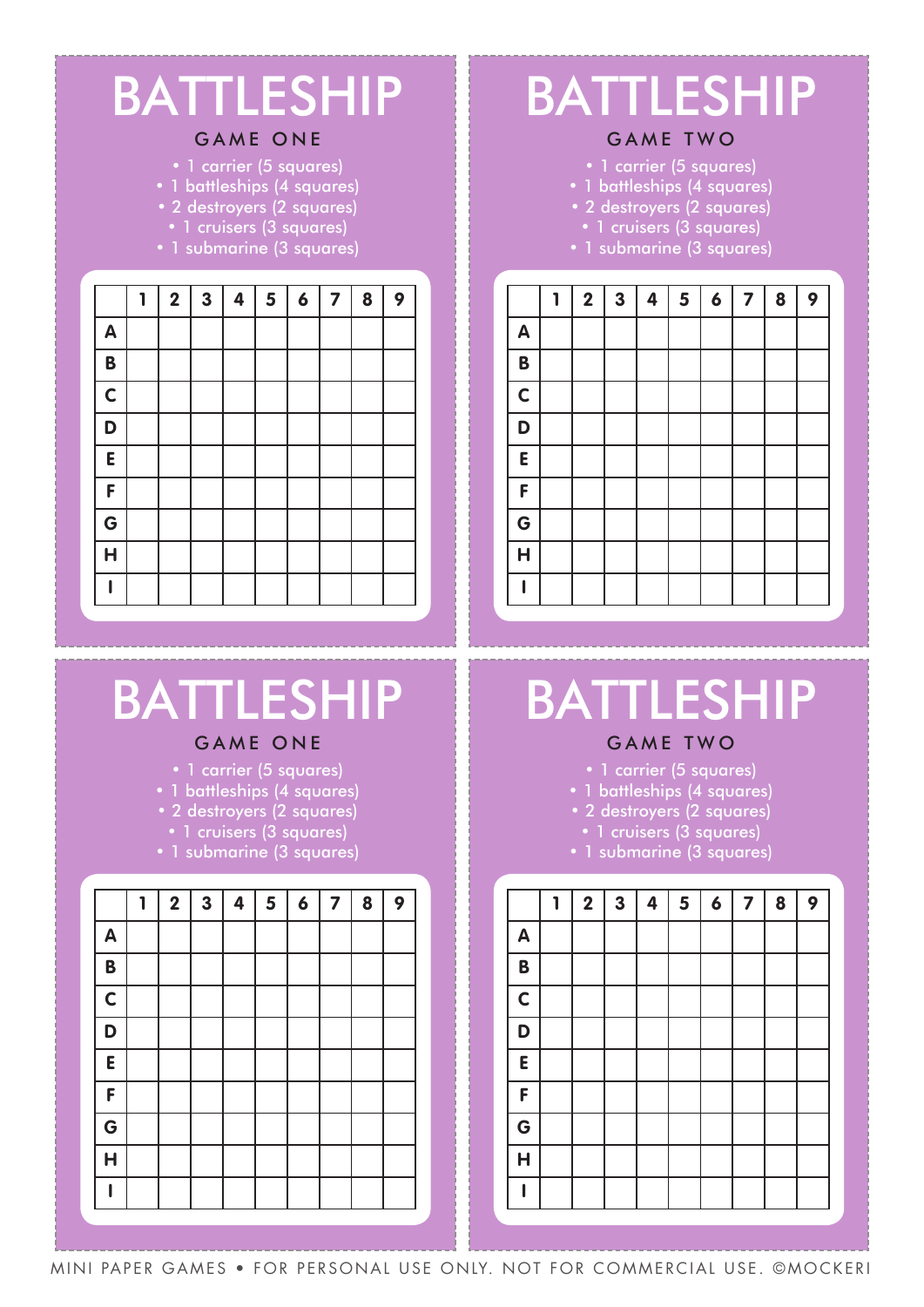# BATTLESHIP

## GAME ONE

- 1 carrier (5 squares)
- 1 battleships (4 squares)
- 2 destroyers (2 squares)
- 1 cruisers (3 squares)
- 1 submarine (3 squares)

| | 1 | 2 | 3 | 4 | 5 | 6 | 7 | 8 | 9 |
|---|---|---|---|---|---|---|---|---|---|
| A | | | | | | | | | |
| B | | | | | | | | | |
| C | | | | | | | | | |
| D | | | | | | | | | |
| E | | | | | | | | | |
| F | | | | | | | | | |
| G | | | | | | | | | |
| H | | | | | | | | | |
| I | | | | | | | | | |

# BATTLESHIP

## GAME TWO

- 1 carrier (5 squares)
- 1 battleships (4 squares)
- 2 destroyers (2 squares)
- 1 cruisers (3 squares)
- 1 submarine (3 squares)

| | 1 | 2 | 3 | 4 | 5 | 6 | 7 | 8 | 9 |
|---|---|---|---|---|---|---|---|---|---|
| A | | | | | | | | | |
| B | | | | | | | | | |
| C | | | | | | | | | |
| D | | | | | | | | | |
| E | | | | | | | | | |
| F | | | | | | | | | |
| G | | | | | | | | | |
| H | | | | | | | | | |
| I | | | | | | | | | |

# BATTLESHIP

## GAME ONE

- 1 carrier (5 squares)
- 1 battleships (4 squares)
- 2 destroyers (2 squares)
- 1 cruisers (3 squares)
- 1 submarine (3 squares)

| | 1 | 2 | 3 | 4 | 5 | 6 | 7 | 8 | 9 |
|---|---|---|---|---|---|---|---|---|---|
| A | | | | | | | | | |
| B | | | | | | | | | |
| C | | | | | | | | | |
| D | | | | | | | | | |
| E | | | | | | | | | |
| F | | | | | | | | | |
| G | | | | | | | | | |
| H | | | | | | | | | |
| I | | | | | | | | | |

# BATTLESHIP

## GAME TWO

- 1 carrier (5 squares)
- 1 battleships (4 squares)
- 2 destroyers (2 squares)
- 1 cruisers (3 squares)
- 1 submarine (3 squares)

| | 1 | 2 | 3 | 4 | 5 | 6 | 7 | 8 | 9 |
|---|---|---|---|---|---|---|---|---|---|
| A | | | | | | | | | |
| B | | | | | | | | | |
| C | | | | | | | | | |
| D | | | | | | | | | |
| E | | | | | | | | | |
| F | | | | | | | | | |
| G | | | | | | | | | |
| H | | | | | | | | | |
| I | | | | | | | | | |

MINI PAPER GAMES • FOR PERSONAL USE ONLY. NOT FOR COMMERCIAL USE. ©MOCKERI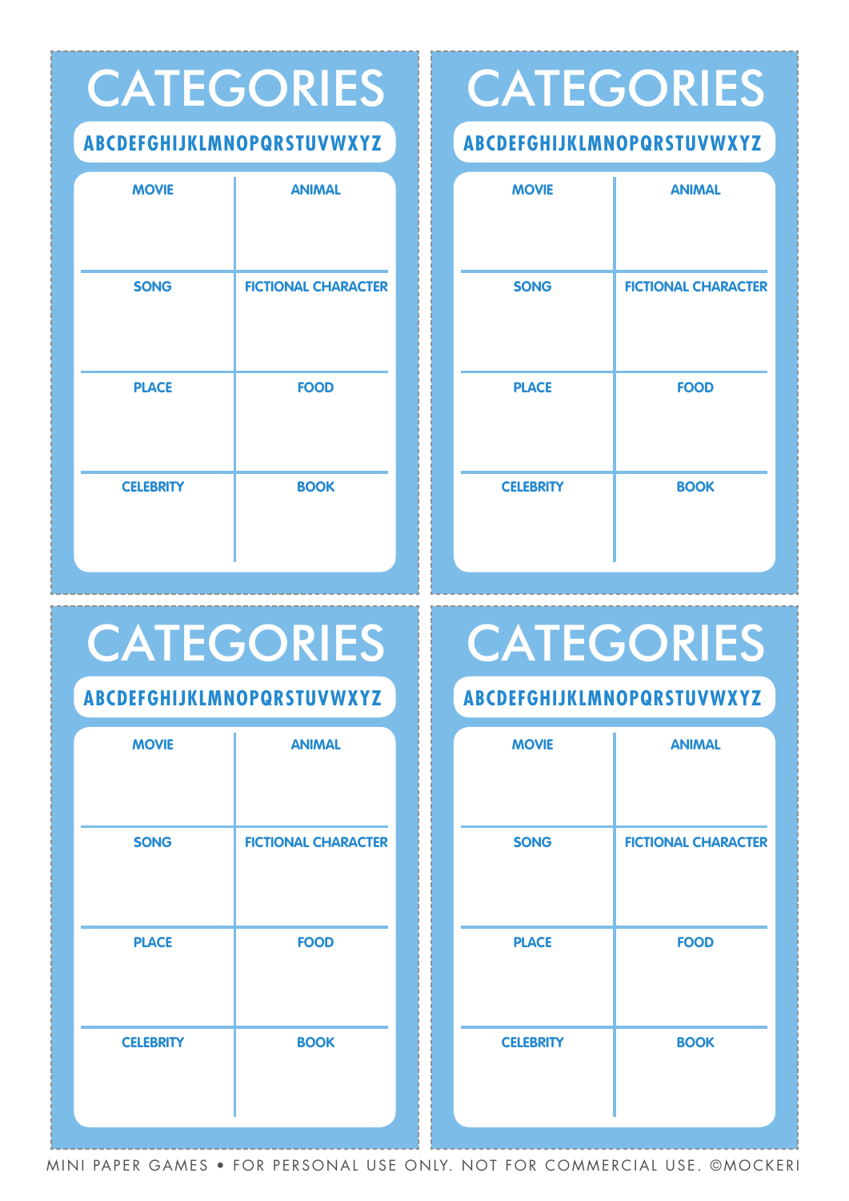# CATEGORIES

**ABCDEFGHIJKLMNOPQRSTUVWXYZ**

| MOVIE | ANIMAL |
|---|---|
| SONG | FICTIONAL CHARACTER |
| PLACE | FOOD |
| CELEBRITY | BOOK |

# CATEGORIES

**ABCDEFGHIJKLMNOPQRSTUVWXYZ**

| MOVIE | ANIMAL |
|---|---|
| SONG | FICTIONAL CHARACTER |
| PLACE | FOOD |
| CELEBRITY | BOOK |

# CATEGORIES

**ABCDEFGHIJKLMNOPQRSTUVWXYZ**

| MOVIE | ANIMAL |
|---|---|
| SONG | FICTIONAL CHARACTER |
| PLACE | FOOD |
| CELEBRITY | BOOK |

# CATEGORIES

**ABCDEFGHIJKLMNOPQRSTUVWXYZ**

| MOVIE | ANIMAL |
|---|---|
| SONG | FICTIONAL CHARACTER |
| PLACE | FOOD |
| CELEBRITY | BOOK |

MINI PAPER GAMES • FOR PERSONAL USE ONLY. NOT FOR COMMERCIAL USE. ©MOCKERI